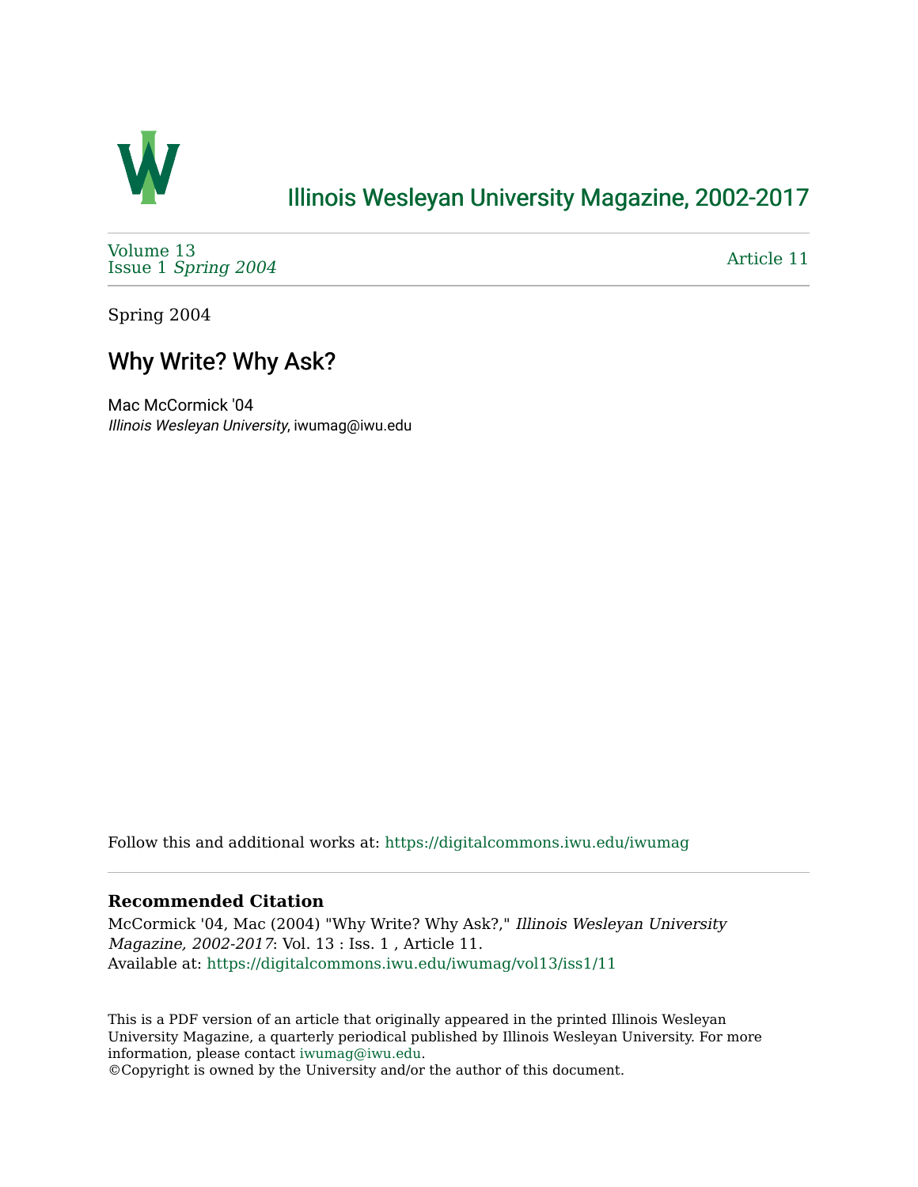# Illinois Wesleyan University Magazine, 2002-2017

Volume 13
Issue 1 *Spring 2004*

Article 11

Spring 2004

## Why Write? Why Ask?

Mac McCormick '04
*Illinois Wesleyan University*, iwumag@iwu.edu

Follow this and additional works at: https://digitalcommons.iwu.edu/iwumag

### Recommended Citation

McCormick '04, Mac (2004) "Why Write? Why Ask?," *Illinois Wesleyan University Magazine, 2002-2017*: Vol. 13 : Iss. 1 , Article 11.
Available at: https://digitalcommons.iwu.edu/iwumag/vol13/iss1/11

This is a PDF version of an article that originally appeared in the printed Illinois Wesleyan University Magazine, a quarterly periodical published by Illinois Wesleyan University. For more information, please contact iwumag@iwu.edu.
©Copyright is owned by the University and/or the author of this document.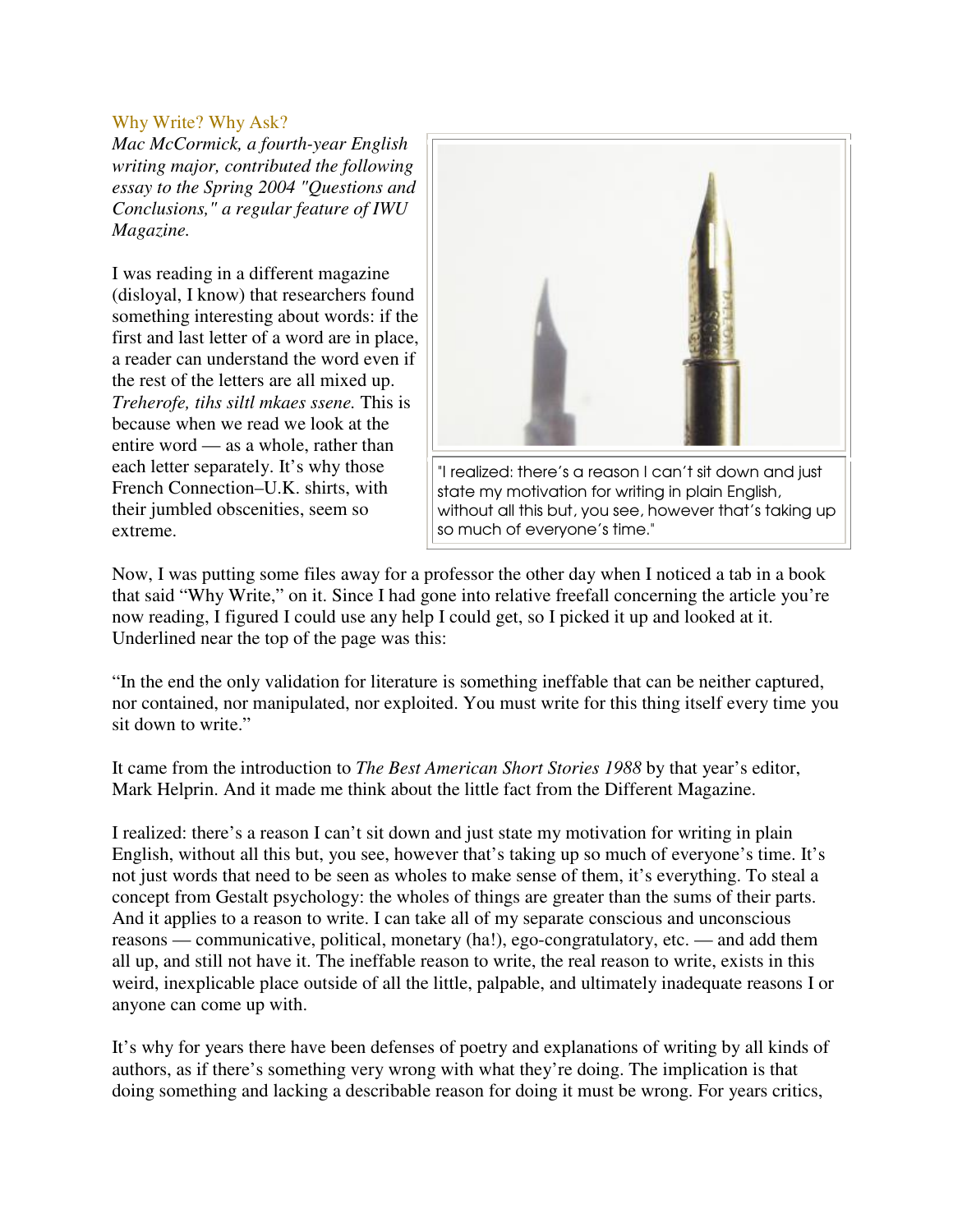Why Write? Why Ask?

*Mac McCormick, a fourth-year English writing major, contributed the following essay to the Spring 2004 "Questions and Conclusions," a regular feature of IWU Magazine.*

I was reading in a different magazine (disloyal, I know) that researchers found something interesting about words: if the first and last letter of a word are in place, a reader can understand the word even if the rest of the letters are all mixed up. *Treherofe, tihs siltl mkaes ssene.* This is because when we read we look at the entire word — as a whole, rather than each letter separately. It's why those French Connection–U.K. shirts, with their jumbled obscenities, seem so extreme.

"I realized: there's a reason I can't sit down and just state my motivation for writing in plain English, without all this but, you see, however that's taking up so much of everyone's time."

Now, I was putting some files away for a professor the other day when I noticed a tab in a book that said "Why Write," on it. Since I had gone into relative freefall concerning the article you're now reading, I figured I could use any help I could get, so I picked it up and looked at it. Underlined near the top of the page was this:

"In the end the only validation for literature is something ineffable that can be neither captured, nor contained, nor manipulated, nor exploited. You must write for this thing itself every time you sit down to write."

It came from the introduction to *The Best American Short Stories 1988* by that year's editor, Mark Helprin. And it made me think about the little fact from the Different Magazine.

I realized: there's a reason I can't sit down and just state my motivation for writing in plain English, without all this but, you see, however that's taking up so much of everyone's time. It's not just words that need to be seen as wholes to make sense of them, it's everything. To steal a concept from Gestalt psychology: the wholes of things are greater than the sums of their parts. And it applies to a reason to write. I can take all of my separate conscious and unconscious reasons — communicative, political, monetary (ha!), ego-congratulatory, etc. — and add them all up, and still not have it. The ineffable reason to write, the real reason to write, exists in this weird, inexplicable place outside of all the little, palpable, and ultimately inadequate reasons I or anyone can come up with.

It's why for years there have been defenses of poetry and explanations of writing by all kinds of authors, as if there's something very wrong with what they're doing. The implication is that doing something and lacking a describable reason for doing it must be wrong. For years critics,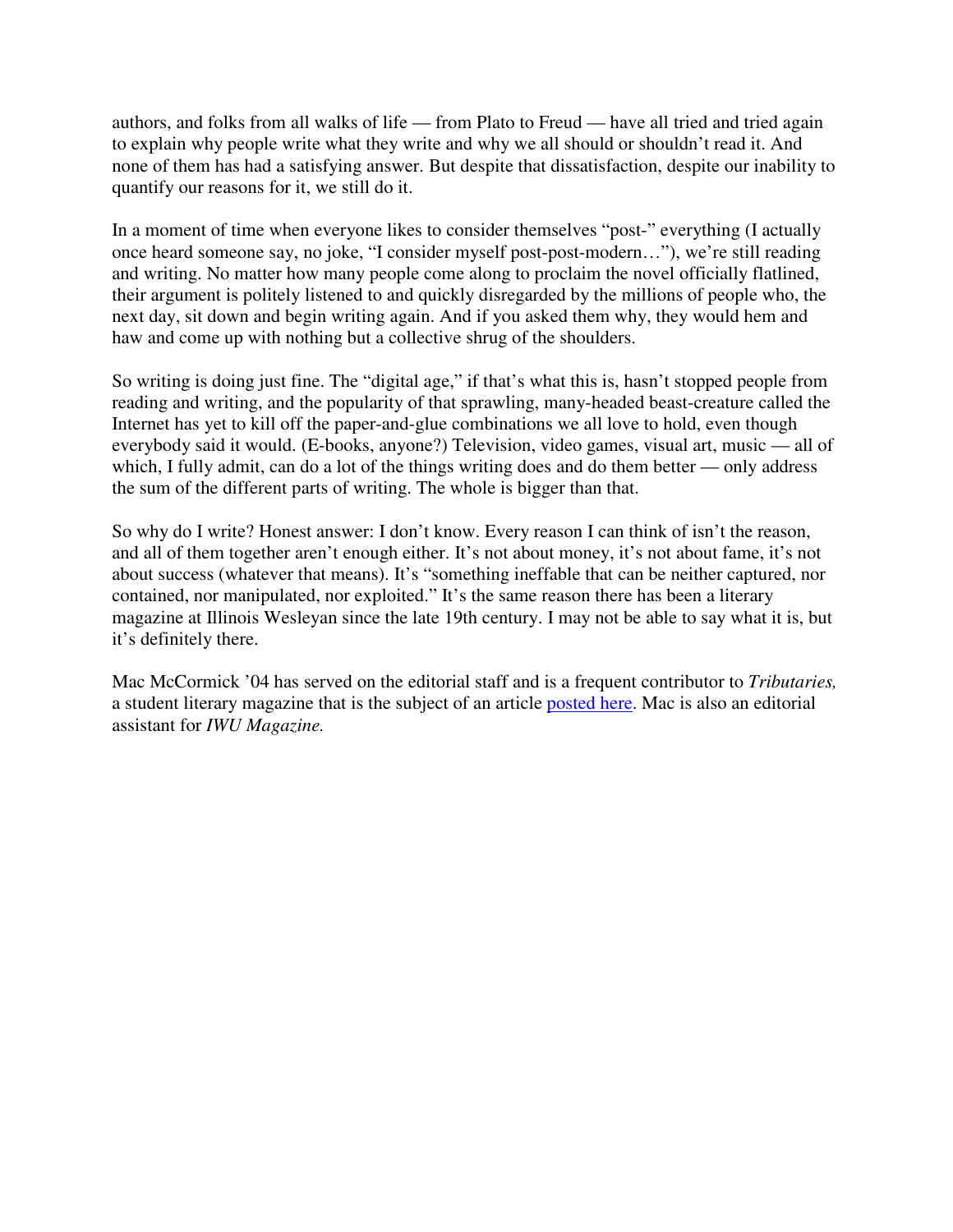authors, and folks from all walks of life — from Plato to Freud — have all tried and tried again to explain why people write what they write and why we all should or shouldn't read it. And none of them has had a satisfying answer. But despite that dissatisfaction, despite our inability to quantify our reasons for it, we still do it.

In a moment of time when everyone likes to consider themselves "post-" everything (I actually once heard someone say, no joke, "I consider myself post-post-modern…"), we're still reading and writing. No matter how many people come along to proclaim the novel officially flatlined, their argument is politely listened to and quickly disregarded by the millions of people who, the next day, sit down and begin writing again. And if you asked them why, they would hem and haw and come up with nothing but a collective shrug of the shoulders.

So writing is doing just fine. The "digital age," if that's what this is, hasn't stopped people from reading and writing, and the popularity of that sprawling, many-headed beast-creature called the Internet has yet to kill off the paper-and-glue combinations we all love to hold, even though everybody said it would. (E-books, anyone?) Television, video games, visual art, music — all of which, I fully admit, can do a lot of the things writing does and do them better — only address the sum of the different parts of writing. The whole is bigger than that.

So why do I write? Honest answer: I don't know. Every reason I can think of isn't the reason, and all of them together aren't enough either. It's not about money, it's not about fame, it's not about success (whatever that means). It's "something ineffable that can be neither captured, nor contained, nor manipulated, nor exploited." It's the same reason there has been a literary magazine at Illinois Wesleyan since the late 19th century. I may not be able to say what it is, but it's definitely there.

Mac McCormick '04 has served on the editorial staff and is a frequent contributor to *Tributaries,* a student literary magazine that is the subject of an article posted here. Mac is also an editorial assistant for *IWU Magazine.*